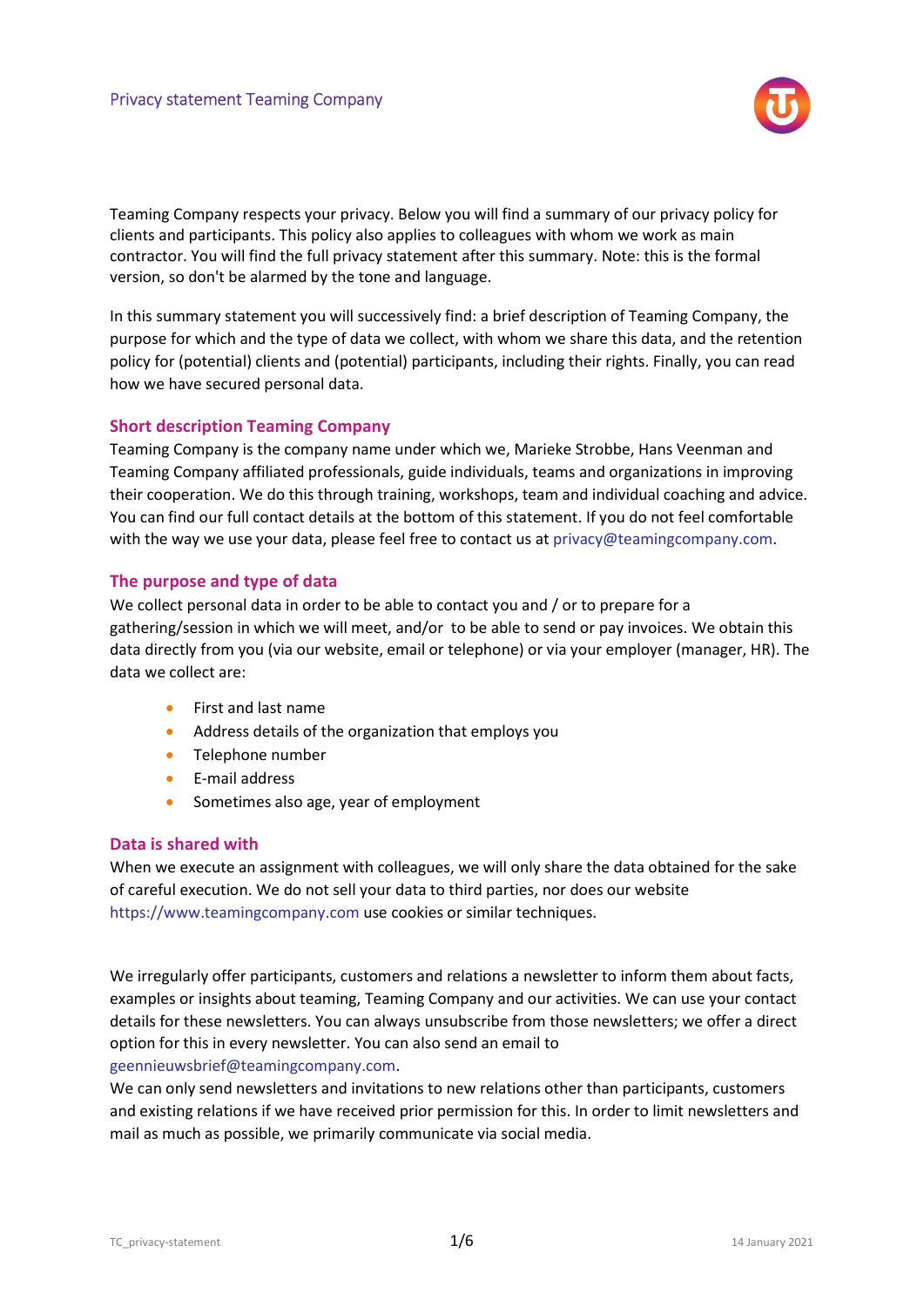# Privacy statement Teaming Company

Teaming Company respects your privacy. Below you will find a summary of our privacy policy for clients and participants. This policy also applies to colleagues with whom we work as main contractor. You will find the full privacy statement after this summary. Note: this is the formal version, so don't be alarmed by the tone and language.

In this summary statement you will successively find: a brief description of Teaming Company, the purpose for which and the type of data we collect, with whom we share this data, and the retention policy for (potential) clients and (potential) participants, including their rights. Finally, you can read how we have secured personal data.

## Short description Teaming Company

Teaming Company is the company name under which we, Marieke Strobbe, Hans Veenman and Teaming Company affiliated professionals, guide individuals, teams and organizations in improving their cooperation. We do this through training, workshops, team and individual coaching and advice. You can find our full contact details at the bottom of this statement. If you do not feel comfortable with the way we use your data, please feel free to contact us at privacy@teamingcompany.com.

## The purpose and type of data

We collect personal data in order to be able to contact you and / or to prepare for a gathering/session in which we will meet, and/or to be able to send or pay invoices. We obtain this data directly from you (via our website, email or telephone) or via your employer (manager, HR). The data we collect are:

- First and last name
- Address details of the organization that employs you
- Telephone number
- E-mail address
- Sometimes also age, year of employment

## Data is shared with

When we execute an assignment with colleagues, we will only share the data obtained for the sake of careful execution. We do not sell your data to third parties, nor does our website https://www.teamingcompany.com use cookies or similar techniques.

We irregularly offer participants, customers and relations a newsletter to inform them about facts, examples or insights about teaming, Teaming Company and our activities. We can use your contact details for these newsletters. You can always unsubscribe from those newsletters; we offer a direct option for this in every newsletter. You can also send an email to geennieuwsbrief@teamingcompany.com.

We can only send newsletters and invitations to new relations other than participants, customers and existing relations if we have received prior permission for this. In order to limit newsletters and mail as much as possible, we primarily communicate via social media.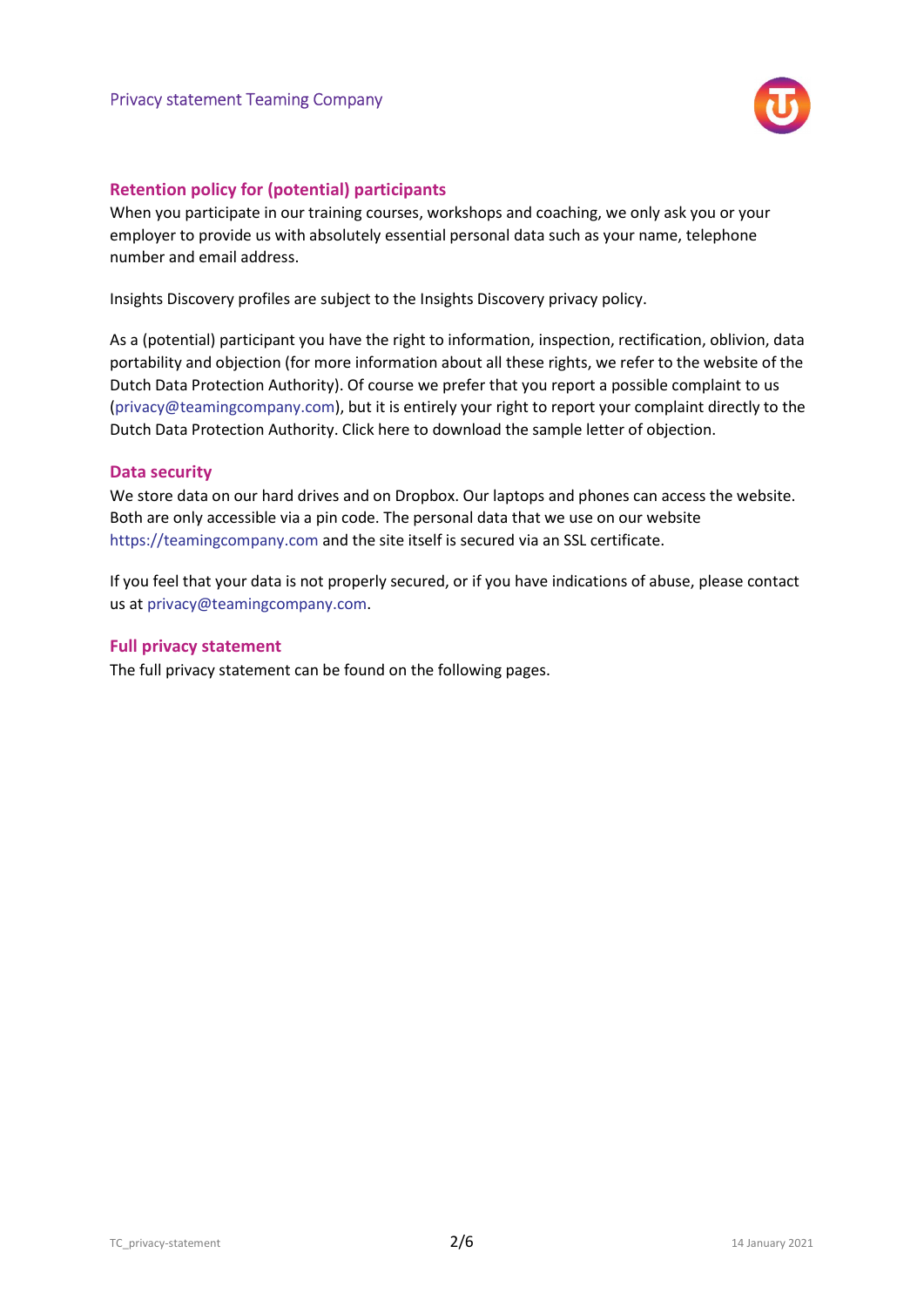## Retention policy for (potential) participants

When you participate in our training courses, workshops and coaching, we only ask you or your employer to provide us with absolutely essential personal data such as your name, telephone number and email address.

Insights Discovery profiles are subject to the Insights Discovery privacy policy.

As a (potential) participant you have the right to information, inspection, rectification, oblivion, data portability and objection (for more information about all these rights, we refer to the website of the Dutch Data Protection Authority). Of course we prefer that you report a possible complaint to us (privacy@teamingcompany.com), but it is entirely your right to report your complaint directly to the Dutch Data Protection Authority. Click here to download the sample letter of objection.

## Data security

We store data on our hard drives and on Dropbox. Our laptops and phones can access the website. Both are only accessible via a pin code. The personal data that we use on our website https://teamingcompany.com and the site itself is secured via an SSL certificate.

If you feel that your data is not properly secured, or if you have indications of abuse, please contact us at privacy@teamingcompany.com.

## Full privacy statement

The full privacy statement can be found on the following pages.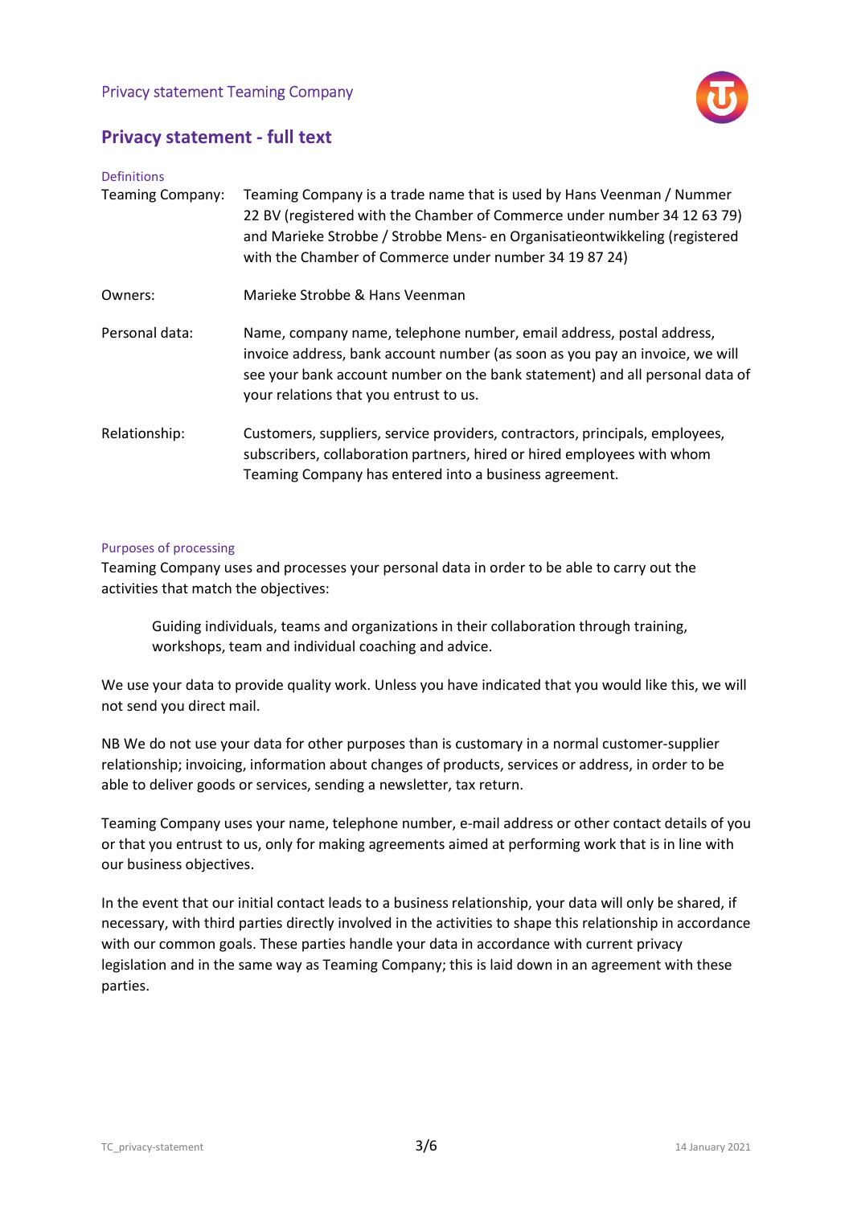## Privacy statement - full text

### Definitions

| | |
|---|---|
| Teaming Company: | Teaming Company is a trade name that is used by Hans Veenman / Nummer 22 BV (registered with the Chamber of Commerce under number 34 12 63 79) and Marieke Strobbe / Strobbe Mens- en Organisatieontwikkeling (registered with the Chamber of Commerce under number 34 19 87 24) |
| Owners: | Marieke Strobbe & Hans Veenman |
| Personal data: | Name, company name, telephone number, email address, postal address, invoice address, bank account number (as soon as you pay an invoice, we will see your bank account number on the bank statement) and all personal data of your relations that you entrust to us. |
| Relationship: | Customers, suppliers, service providers, contractors, principals, employees, subscribers, collaboration partners, hired or hired employees with whom Teaming Company has entered into a business agreement. |

### Purposes of processing

Teaming Company uses and processes your personal data in order to be able to carry out the activities that match the objectives:

> Guiding individuals, teams and organizations in their collaboration through training, workshops, team and individual coaching and advice.

We use your data to provide quality work. Unless you have indicated that you would like this, we will not send you direct mail.

NB We do not use your data for other purposes than is customary in a normal customer-supplier relationship; invoicing, information about changes of products, services or address, in order to be able to deliver goods or services, sending a newsletter, tax return.

Teaming Company uses your name, telephone number, e-mail address or other contact details of you or that you entrust to us, only for making agreements aimed at performing work that is in line with our business objectives.

In the event that our initial contact leads to a business relationship, your data will only be shared, if necessary, with third parties directly involved in the activities to shape this relationship in accordance with our common goals. These parties handle your data in accordance with current privacy legislation and in the same way as Teaming Company; this is laid down in an agreement with these parties.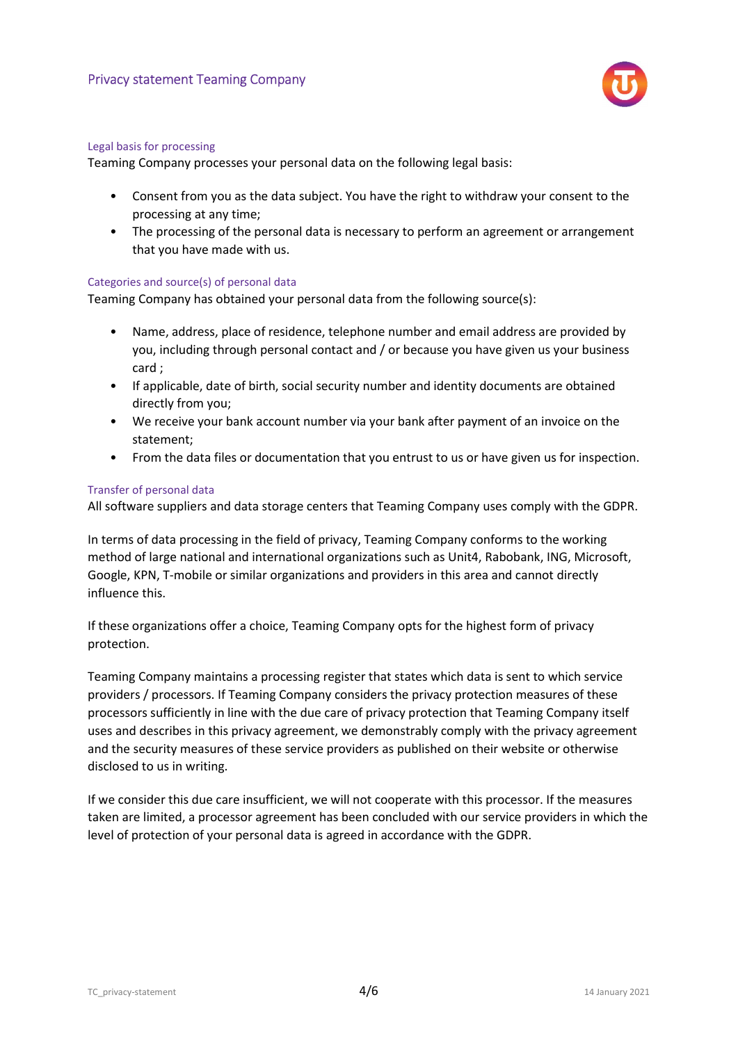### Legal basis for processing

Teaming Company processes your personal data on the following legal basis:

- Consent from you as the data subject. You have the right to withdraw your consent to the processing at any time;
- The processing of the personal data is necessary to perform an agreement or arrangement that you have made with us.

### Categories and source(s) of personal data

Teaming Company has obtained your personal data from the following source(s):

- Name, address, place of residence, telephone number and email address are provided by you, including through personal contact and / or because you have given us your business card ;
- If applicable, date of birth, social security number and identity documents are obtained directly from you;
- We receive your bank account number via your bank after payment of an invoice on the statement;
- From the data files or documentation that you entrust to us or have given us for inspection.

### Transfer of personal data

All software suppliers and data storage centers that Teaming Company uses comply with the GDPR.

In terms of data processing in the field of privacy, Teaming Company conforms to the working method of large national and international organizations such as Unit4, Rabobank, ING, Microsoft, Google, KPN, T-mobile or similar organizations and providers in this area and cannot directly influence this.

If these organizations offer a choice, Teaming Company opts for the highest form of privacy protection.

Teaming Company maintains a processing register that states which data is sent to which service providers / processors. If Teaming Company considers the privacy protection measures of these processors sufficiently in line with the due care of privacy protection that Teaming Company itself uses and describes in this privacy agreement, we demonstrably comply with the privacy agreement and the security measures of these service providers as published on their website or otherwise disclosed to us in writing.

If we consider this due care insufficient, we will not cooperate with this processor. If the measures taken are limited, a processor agreement has been concluded with our service providers in which the level of protection of your personal data is agreed in accordance with the GDPR.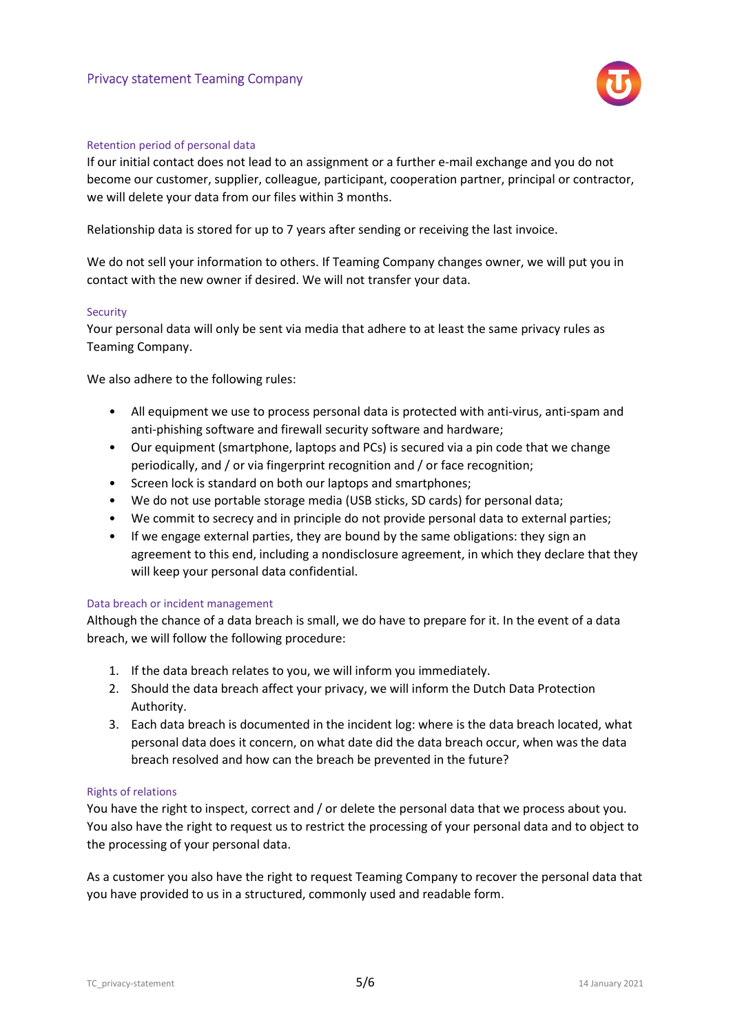## Retention period of personal data

If our initial contact does not lead to an assignment or a further e-mail exchange and you do not become our customer, supplier, colleague, participant, cooperation partner, principal or contractor, we will delete your data from our files within 3 months.

Relationship data is stored for up to 7 years after sending or receiving the last invoice.

We do not sell your information to others. If Teaming Company changes owner, we will put you in contact with the new owner if desired. We will not transfer your data.

## Security

Your personal data will only be sent via media that adhere to at least the same privacy rules as Teaming Company.

We also adhere to the following rules:

- All equipment we use to process personal data is protected with anti-virus, anti-spam and anti-phishing software and firewall security software and hardware;
- Our equipment (smartphone, laptops and PCs) is secured via a pin code that we change periodically, and / or via fingerprint recognition and / or face recognition;
- Screen lock is standard on both our laptops and smartphones;
- We do not use portable storage media (USB sticks, SD cards) for personal data;
- We commit to secrecy and in principle do not provide personal data to external parties;
- If we engage external parties, they are bound by the same obligations: they sign an agreement to this end, including a nondisclosure agreement, in which they declare that they will keep your personal data confidential.

## Data breach or incident management

Although the chance of a data breach is small, we do have to prepare for it. In the event of a data breach, we will follow the following procedure:

1. If the data breach relates to you, we will inform you immediately.
2. Should the data breach affect your privacy, we will inform the Dutch Data Protection Authority.
3. Each data breach is documented in the incident log: where is the data breach located, what personal data does it concern, on what date did the data breach occur, when was the data breach resolved and how can the breach be prevented in the future?

## Rights of relations

You have the right to inspect, correct and / or delete the personal data that we process about you. You also have the right to request us to restrict the processing of your personal data and to object to the processing of your personal data.

As a customer you also have the right to request Teaming Company to recover the personal data that you have provided to us in a structured, commonly used and readable form.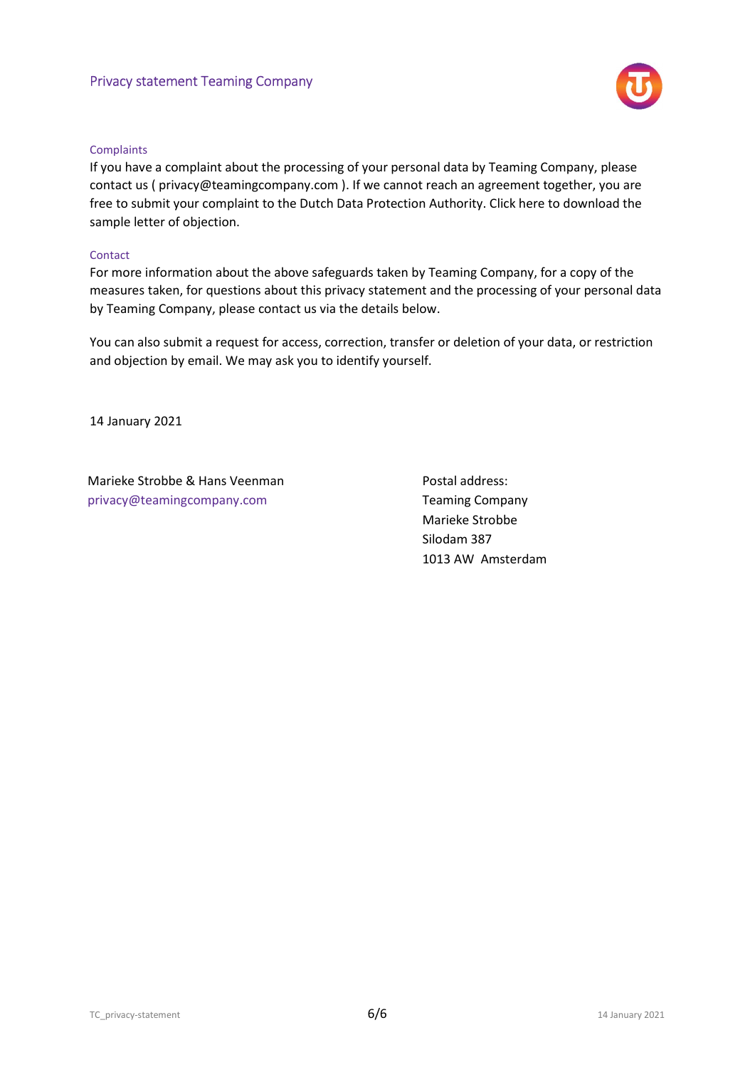### Complaints

If you have a complaint about the processing of your personal data by Teaming Company, please contact us ( privacy@teamingcompany.com ). If we cannot reach an agreement together, you are free to submit your complaint to the Dutch Data Protection Authority. Click here to download the sample letter of objection.

### Contact

For more information about the above safeguards taken by Teaming Company, for a copy of the measures taken, for questions about this privacy statement and the processing of your personal data by Teaming Company, please contact us via the details below.

You can also submit a request for access, correction, transfer or deletion of your data, or restriction and objection by email. We may ask you to identify yourself.

14 January 2021

Marieke Strobbe & Hans Veenman
privacy@teamingcompany.com

Postal address:
Teaming Company
Marieke Strobbe
Silodam 387
1013 AW Amsterdam